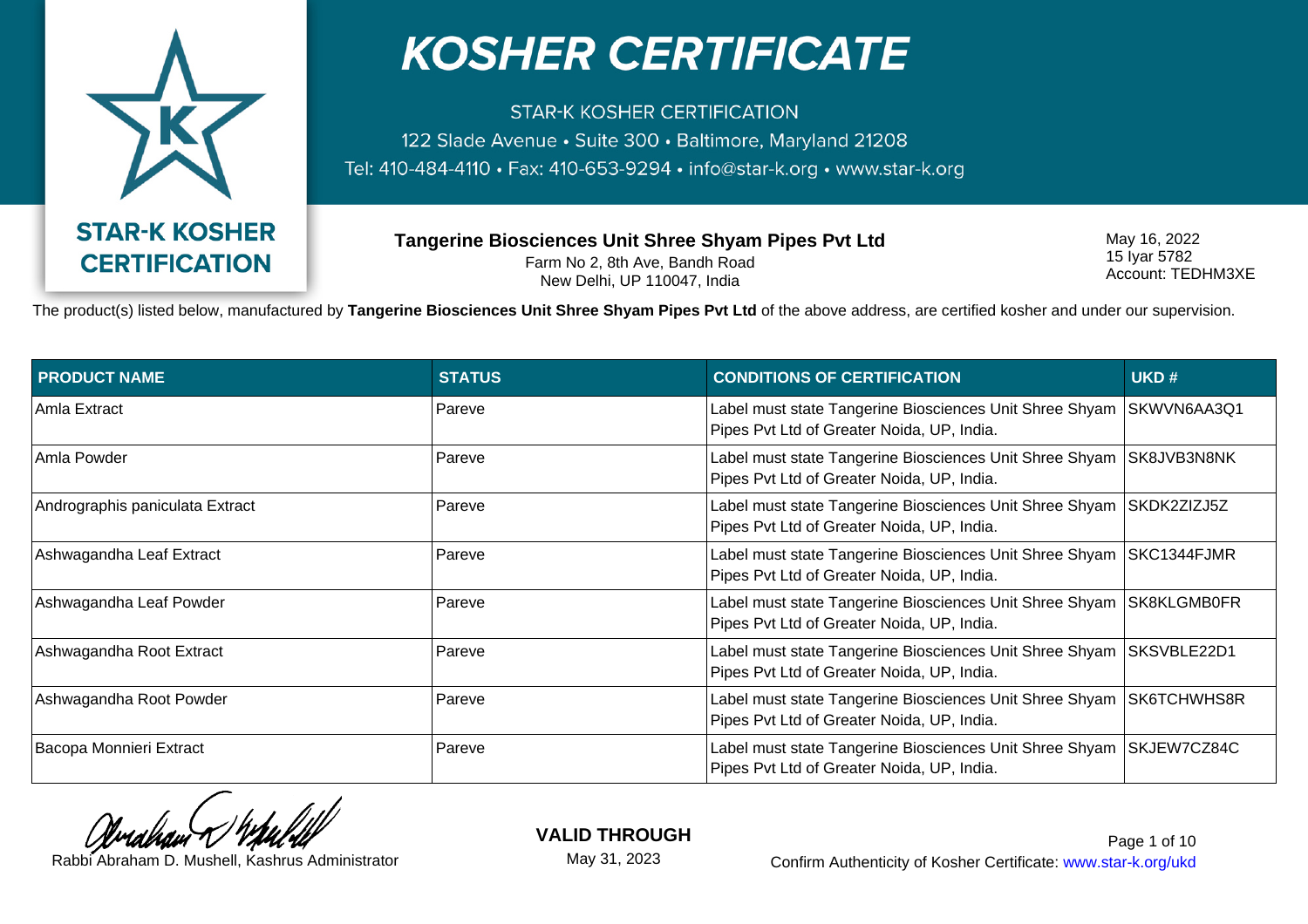# KOSHER CERTIFICATE

STAR-K KOSHER CERTIFICATION
122 Slade Avenue • Suite 300 • Baltimore, Maryland 21208
Tel: 410-484-4110 • Fax: 410-653-9294 • info@star-k.org • www.star-k.org

**STAR-K KOSHER CERTIFICATION**

**Tangerine Biosciences Unit Shree Shyam Pipes Pvt Ltd**
Farm No 2, 8th Ave, Bandh Road
New Delhi, UP 110047, India

May 16, 2022
15 Iyar 5782
Account: TEDHM3XE

The product(s) listed below, manufactured by **Tangerine Biosciences Unit Shree Shyam Pipes Pvt Ltd** of the above address, are certified kosher and under our supervision.

| PRODUCT NAME | STATUS | CONDITIONS OF CERTIFICATION | UKD # |
|---|---|---|---|
| Amla Extract | Pareve | Label must state Tangerine Biosciences Unit Shree Shyam Pipes Pvt Ltd of Greater Noida, UP, India. | SKWVN6AA3Q1 |
| Amla Powder | Pareve | Label must state Tangerine Biosciences Unit Shree Shyam Pipes Pvt Ltd of Greater Noida, UP, India. | SK8JVB3N8NK |
| Andrographis paniculata Extract | Pareve | Label must state Tangerine Biosciences Unit Shree Shyam Pipes Pvt Ltd of Greater Noida, UP, India. | SKDK2ZIZJ5Z |
| Ashwagandha Leaf Extract | Pareve | Label must state Tangerine Biosciences Unit Shree Shyam Pipes Pvt Ltd of Greater Noida, UP, India. | SKC1344FJMR |
| Ashwagandha Leaf Powder | Pareve | Label must state Tangerine Biosciences Unit Shree Shyam Pipes Pvt Ltd of Greater Noida, UP, India. | SK8KLGMB0FR |
| Ashwagandha Root Extract | Pareve | Label must state Tangerine Biosciences Unit Shree Shyam Pipes Pvt Ltd of Greater Noida, UP, India. | SKSVBLE22D1 |
| Ashwagandha Root Powder | Pareve | Label must state Tangerine Biosciences Unit Shree Shyam Pipes Pvt Ltd of Greater Noida, UP, India. | SK6TCHWHS8R |
| Bacopa Monnieri Extract | Pareve | Label must state Tangerine Biosciences Unit Shree Shyam Pipes Pvt Ltd of Greater Noida, UP, India. | SKJEW7CZ84C |

Rabbi Abraham D. Mushell, Kashrus Administrator

**VALID THROUGH**
May 31, 2023

Confirm Authenticity of Kosher Certificate: www.star-k.org/ukd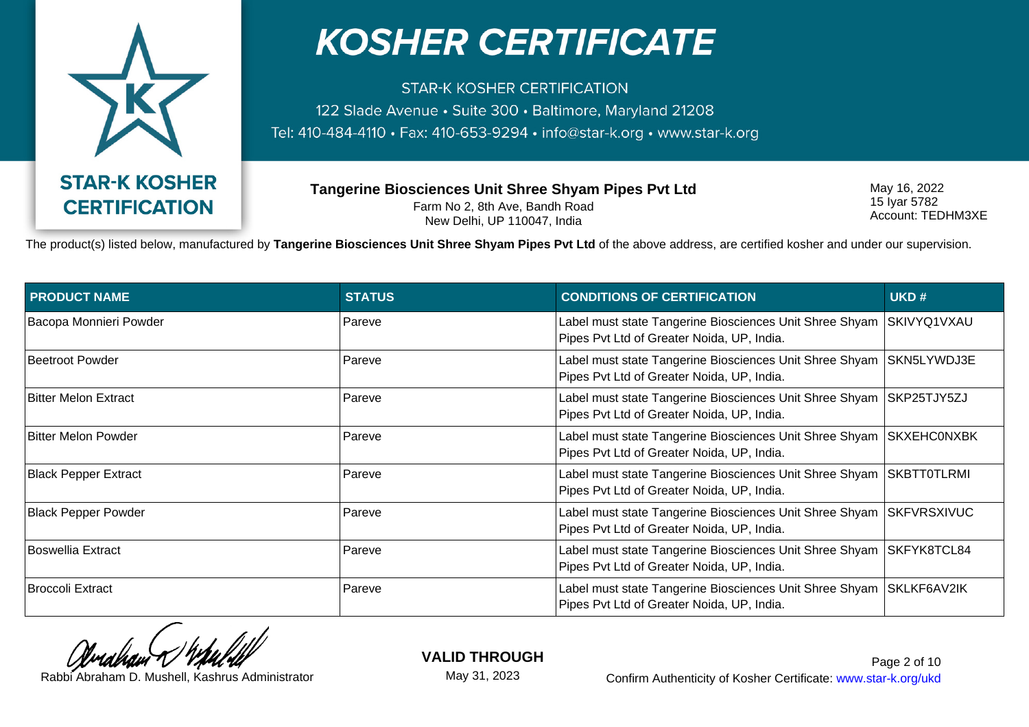# KOSHER CERTIFICATE

STAR-K KOSHER CERTIFICATION

122 Slade Avenue • Suite 300 • Baltimore, Maryland 21208

Tel: 410-484-4110 • Fax: 410-653-9294 • info@star-k.org • www.star-k.org

STAR-K KOSHER CERTIFICATION

**Tangerine Biosciences Unit Shree Shyam Pipes Pvt Ltd**
Farm No 2, 8th Ave, Bandh Road
New Delhi, UP 110047, India

May 16, 2022
15 Iyar 5782
Account: TEDHM3XE

The product(s) listed below, manufactured by **Tangerine Biosciences Unit Shree Shyam Pipes Pvt Ltd** of the above address, are certified kosher and under our supervision.

| PRODUCT NAME | STATUS | CONDITIONS OF CERTIFICATION | UKD # |
|---|---|---|---|
| Bacopa Monnieri Powder | Pareve | Label must state Tangerine Biosciences Unit Shree Shyam Pipes Pvt Ltd of Greater Noida, UP, India. | SKIVYQ1VXAU |
| Beetroot Powder | Pareve | Label must state Tangerine Biosciences Unit Shree Shyam Pipes Pvt Ltd of Greater Noida, UP, India. | SKN5LYWDJ3E |
| Bitter Melon Extract | Pareve | Label must state Tangerine Biosciences Unit Shree Shyam Pipes Pvt Ltd of Greater Noida, UP, India. | SKP25TJY5ZJ |
| Bitter Melon Powder | Pareve | Label must state Tangerine Biosciences Unit Shree Shyam Pipes Pvt Ltd of Greater Noida, UP, India. | SKXEHC0NXBK |
| Black Pepper Extract | Pareve | Label must state Tangerine Biosciences Unit Shree Shyam Pipes Pvt Ltd of Greater Noida, UP, India. | SKBTT0TLRMI |
| Black Pepper Powder | Pareve | Label must state Tangerine Biosciences Unit Shree Shyam Pipes Pvt Ltd of Greater Noida, UP, India. | SKFVRSXIVUC |
| Boswellia Extract | Pareve | Label must state Tangerine Biosciences Unit Shree Shyam Pipes Pvt Ltd of Greater Noida, UP, India. | SKFYK8TCL84 |
| Broccoli Extract | Pareve | Label must state Tangerine Biosciences Unit Shree Shyam Pipes Pvt Ltd of Greater Noida, UP, India. | SKLKF6AV2IK |

Rabbi Abraham D. Mushell, Kashrus Administrator

**VALID THROUGH**
May 31, 2023

Confirm Authenticity of Kosher Certificate: www.star-k.org/ukd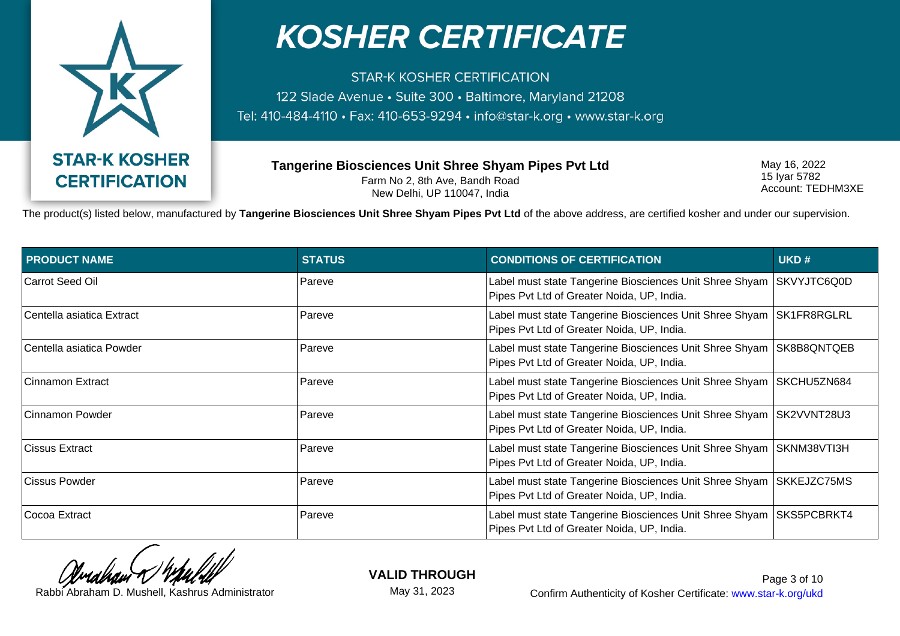# KOSHER CERTIFICATE

STAR-K KOSHER CERTIFICATION
122 Slade Avenue • Suite 300 • Baltimore, Maryland 21208
Tel: 410-484-4110 • Fax: 410-653-9294 • info@star-k.org • www.star-k.org

**STAR-K KOSHER CERTIFICATION**

**Tangerine Biosciences Unit Shree Shyam Pipes Pvt Ltd**
Farm No 2, 8th Ave, Bandh Road
New Delhi, UP 110047, India

May 16, 2022
15 Iyar 5782
Account: TEDHM3XE

The product(s) listed below, manufactured by **Tangerine Biosciences Unit Shree Shyam Pipes Pvt Ltd** of the above address, are certified kosher and under our supervision.

| PRODUCT NAME | STATUS | CONDITIONS OF CERTIFICATION | UKD # |
|---|---|---|---|
| Carrot Seed Oil | Pareve | Label must state Tangerine Biosciences Unit Shree Shyam Pipes Pvt Ltd of Greater Noida, UP, India. | SKVYJTC6Q0D |
| Centella asiatica Extract | Pareve | Label must state Tangerine Biosciences Unit Shree Shyam Pipes Pvt Ltd of Greater Noida, UP, India. | SK1FR8RGLRL |
| Centella asiatica Powder | Pareve | Label must state Tangerine Biosciences Unit Shree Shyam Pipes Pvt Ltd of Greater Noida, UP, India. | SK8B8QNTQEB |
| Cinnamon Extract | Pareve | Label must state Tangerine Biosciences Unit Shree Shyam Pipes Pvt Ltd of Greater Noida, UP, India. | SKCHU5ZN684 |
| Cinnamon Powder | Pareve | Label must state Tangerine Biosciences Unit Shree Shyam Pipes Pvt Ltd of Greater Noida, UP, India. | SK2VVNT28U3 |
| Cissus Extract | Pareve | Label must state Tangerine Biosciences Unit Shree Shyam Pipes Pvt Ltd of Greater Noida, UP, India. | SKNM38VTI3H |
| Cissus Powder | Pareve | Label must state Tangerine Biosciences Unit Shree Shyam Pipes Pvt Ltd of Greater Noida, UP, India. | SKKEJZC75MS |
| Cocoa Extract | Pareve | Label must state Tangerine Biosciences Unit Shree Shyam Pipes Pvt Ltd of Greater Noida, UP, India. | SKS5PCBRKT4 |

Rabbi Abraham D. Mushell, Kashrus Administrator

**VALID THROUGH**
May 31, 2023

Confirm Authenticity of Kosher Certificate: www.star-k.org/ukd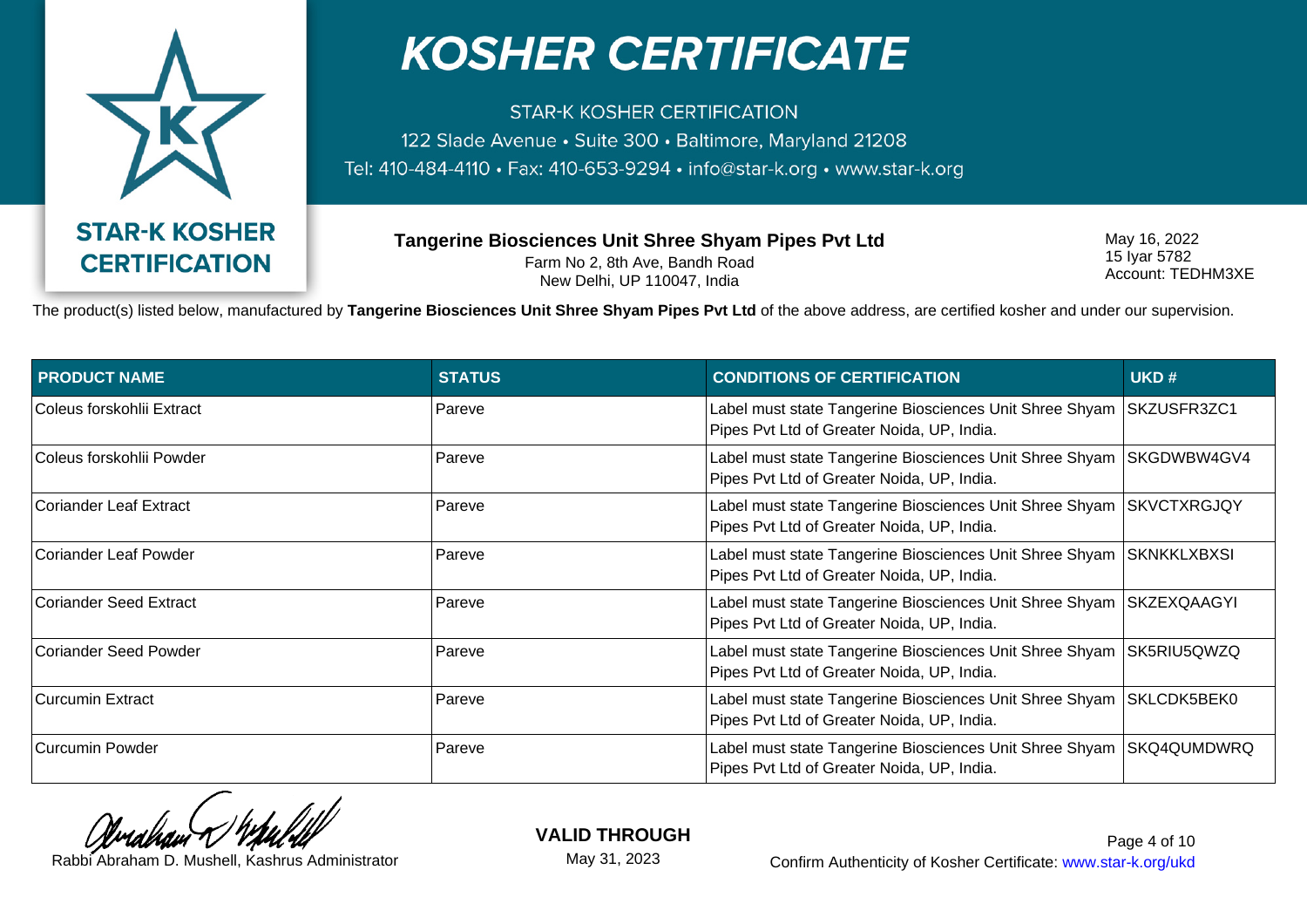# KOSHER CERTIFICATE

STAR-K KOSHER CERTIFICATION

122 Slade Avenue • Suite 300 • Baltimore, Maryland 21208

Tel: 410-484-4110 • Fax: 410-653-9294 • info@star-k.org • www.star-k.org

**STAR-K KOSHER CERTIFICATION**

**Tangerine Biosciences Unit Shree Shyam Pipes Pvt Ltd**
Farm No 2, 8th Ave, Bandh Road
New Delhi, UP 110047, India

May 16, 2022
15 Iyar 5782
Account: TEDHM3XE

The product(s) listed below, manufactured by **Tangerine Biosciences Unit Shree Shyam Pipes Pvt Ltd** of the above address, are certified kosher and under our supervision.

| PRODUCT NAME | STATUS | CONDITIONS OF CERTIFICATION | UKD # |
|---|---|---|---|
| Coleus forskohlii Extract | Pareve | Label must state Tangerine Biosciences Unit Shree Shyam Pipes Pvt Ltd of Greater Noida, UP, India. | SKZUSFR3ZC1 |
| Coleus forskohlii Powder | Pareve | Label must state Tangerine Biosciences Unit Shree Shyam Pipes Pvt Ltd of Greater Noida, UP, India. | SKGDWBW4GV4 |
| Coriander Leaf Extract | Pareve | Label must state Tangerine Biosciences Unit Shree Shyam Pipes Pvt Ltd of Greater Noida, UP, India. | SKVCTXRGJQY |
| Coriander Leaf Powder | Pareve | Label must state Tangerine Biosciences Unit Shree Shyam Pipes Pvt Ltd of Greater Noida, UP, India. | SKNKKLXBXSI |
| Coriander Seed Extract | Pareve | Label must state Tangerine Biosciences Unit Shree Shyam Pipes Pvt Ltd of Greater Noida, UP, India. | SKZEXQAAGYI |
| Coriander Seed Powder | Pareve | Label must state Tangerine Biosciences Unit Shree Shyam Pipes Pvt Ltd of Greater Noida, UP, India. | SK5RIU5QWZQ |
| Curcumin Extract | Pareve | Label must state Tangerine Biosciences Unit Shree Shyam Pipes Pvt Ltd of Greater Noida, UP, India. | SKLCDK5BEK0 |
| Curcumin Powder | Pareve | Label must state Tangerine Biosciences Unit Shree Shyam Pipes Pvt Ltd of Greater Noida, UP, India. | SKQ4QUMDWRQ |

Rabbi Abraham D. Mushell, Kashrus Administrator

**VALID THROUGH**
May 31, 2023

Confirm Authenticity of Kosher Certificate: www.star-k.org/ukd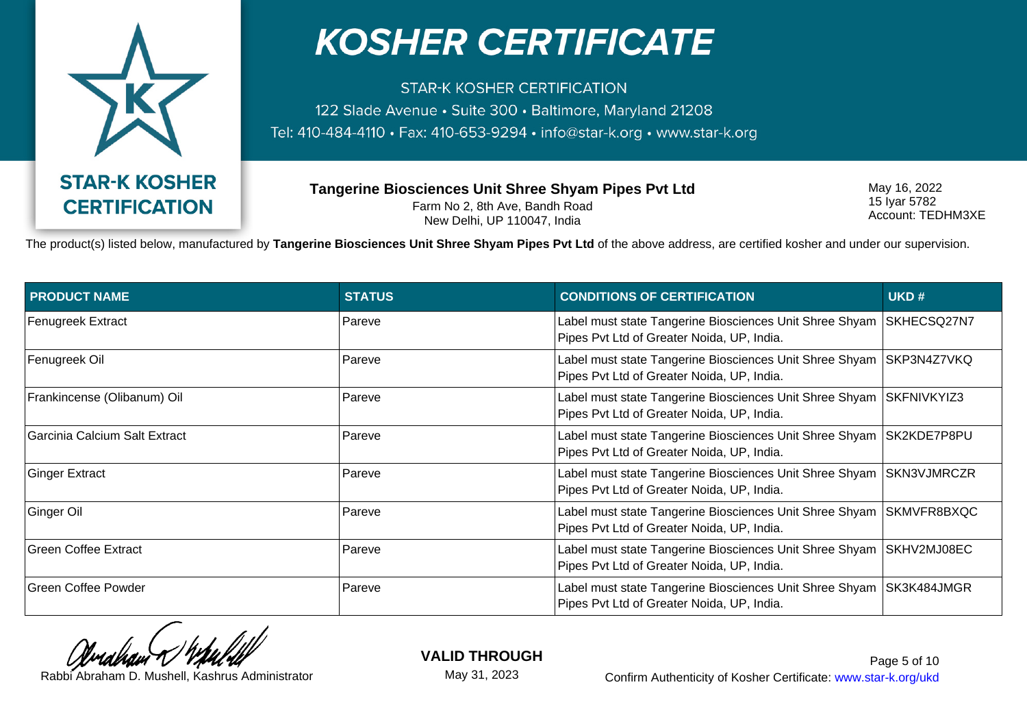# KOSHER CERTIFICATE

STAR-K KOSHER CERTIFICATION

122 Slade Avenue • Suite 300 • Baltimore, Maryland 21208

Tel: 410-484-4110 • Fax: 410-653-9294 • info@star-k.org • www.star-k.org

STAR-K KOSHER CERTIFICATION

**Tangerine Biosciences Unit Shree Shyam Pipes Pvt Ltd**
Farm No 2, 8th Ave, Bandh Road
New Delhi, UP 110047, India

May 16, 2022
15 Iyar 5782
Account: TEDHM3XE

The product(s) listed below, manufactured by **Tangerine Biosciences Unit Shree Shyam Pipes Pvt Ltd** of the above address, are certified kosher and under our supervision.

| PRODUCT NAME | STATUS | CONDITIONS OF CERTIFICATION | UKD # |
|---|---|---|---|
| Fenugreek Extract | Pareve | Label must state Tangerine Biosciences Unit Shree Shyam Pipes Pvt Ltd of Greater Noida, UP, India. | SKHECSQ27N7 |
| Fenugreek Oil | Pareve | Label must state Tangerine Biosciences Unit Shree Shyam Pipes Pvt Ltd of Greater Noida, UP, India. | SKP3N4Z7VKQ |
| Frankincense (Olibanum) Oil | Pareve | Label must state Tangerine Biosciences Unit Shree Shyam Pipes Pvt Ltd of Greater Noida, UP, India. | SKFNIVKYIZ3 |
| Garcinia Calcium Salt Extract | Pareve | Label must state Tangerine Biosciences Unit Shree Shyam Pipes Pvt Ltd of Greater Noida, UP, India. | SK2KDE7P8PU |
| Ginger Extract | Pareve | Label must state Tangerine Biosciences Unit Shree Shyam Pipes Pvt Ltd of Greater Noida, UP, India. | SKN3VJMRCZR |
| Ginger Oil | Pareve | Label must state Tangerine Biosciences Unit Shree Shyam Pipes Pvt Ltd of Greater Noida, UP, India. | SKMVFR8BXQC |
| Green Coffee Extract | Pareve | Label must state Tangerine Biosciences Unit Shree Shyam Pipes Pvt Ltd of Greater Noida, UP, India. | SKHV2MJ08EC |
| Green Coffee Powder | Pareve | Label must state Tangerine Biosciences Unit Shree Shyam Pipes Pvt Ltd of Greater Noida, UP, India. | SK3K484JMGR |

Rabbi Abraham D. Mushell, Kashrus Administrator

**VALID THROUGH**
May 31, 2023

Confirm Authenticity of Kosher Certificate: www.star-k.org/ukd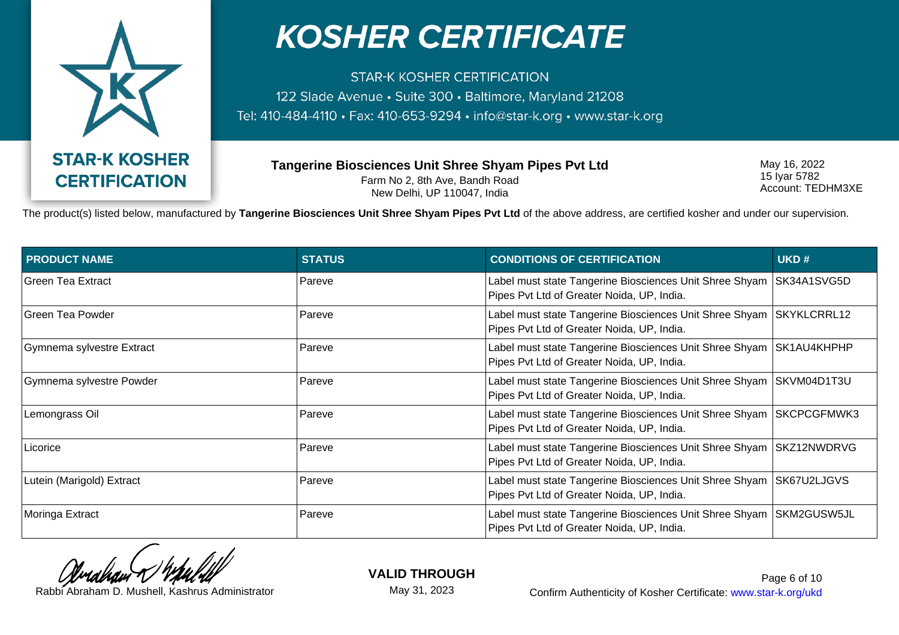# KOSHER CERTIFICATE

STAR-K KOSHER CERTIFICATION
122 Slade Avenue • Suite 300 • Baltimore, Maryland 21208
Tel: 410-484-4110 • Fax: 410-653-9294 • info@star-k.org • www.star-k.org

STAR-K KOSHER CERTIFICATION

**Tangerine Biosciences Unit Shree Shyam Pipes Pvt Ltd**
Farm No 2, 8th Ave, Bandh Road
New Delhi, UP 110047, India

May 16, 2022
15 Iyar 5782
Account: TEDHM3XE

The product(s) listed below, manufactured by **Tangerine Biosciences Unit Shree Shyam Pipes Pvt Ltd** of the above address, are certified kosher and under our supervision.

| PRODUCT NAME | STATUS | CONDITIONS OF CERTIFICATION | UKD # |
|---|---|---|---|
| Green Tea Extract | Pareve | Label must state Tangerine Biosciences Unit Shree Shyam Pipes Pvt Ltd of Greater Noida, UP, India. | SK34A1SVG5D |
| Green Tea Powder | Pareve | Label must state Tangerine Biosciences Unit Shree Shyam Pipes Pvt Ltd of Greater Noida, UP, India. | SKYKLCRRL12 |
| Gymnema sylvestre Extract | Pareve | Label must state Tangerine Biosciences Unit Shree Shyam Pipes Pvt Ltd of Greater Noida, UP, India. | SK1AU4KHPHP |
| Gymnema sylvestre Powder | Pareve | Label must state Tangerine Biosciences Unit Shree Shyam Pipes Pvt Ltd of Greater Noida, UP, India. | SKVM04D1T3U |
| Lemongrass Oil | Pareve | Label must state Tangerine Biosciences Unit Shree Shyam Pipes Pvt Ltd of Greater Noida, UP, India. | SKCPCGFMWK3 |
| Licorice | Pareve | Label must state Tangerine Biosciences Unit Shree Shyam Pipes Pvt Ltd of Greater Noida, UP, India. | SKZ12NWDRVG |
| Lutein (Marigold) Extract | Pareve | Label must state Tangerine Biosciences Unit Shree Shyam Pipes Pvt Ltd of Greater Noida, UP, India. | SK67U2LJGVS |
| Moringa Extract | Pareve | Label must state Tangerine Biosciences Unit Shree Shyam Pipes Pvt Ltd of Greater Noida, UP, India. | SKM2GUSW5JL |

Rabbi Abraham D. Mushell, Kashrus Administrator

**VALID THROUGH**
May 31, 2023

Confirm Authenticity of Kosher Certificate: www.star-k.org/ukd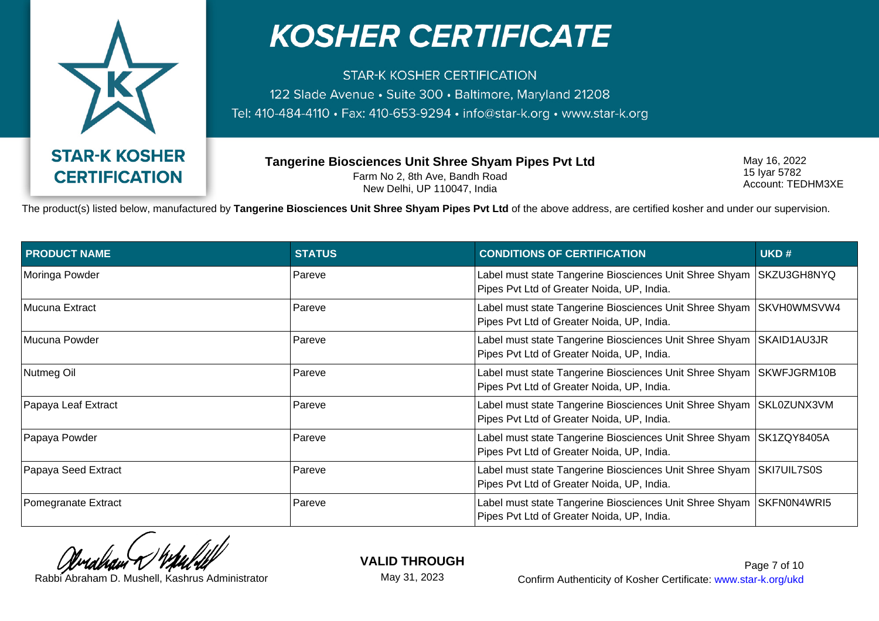STAR-K KOSHER CERTIFICATION

# KOSHER CERTIFICATE

STAR-K KOSHER CERTIFICATION
122 Slade Avenue • Suite 300 • Baltimore, Maryland 21208
Tel: 410-484-4110 • Fax: 410-653-9294 • info@star-k.org • www.star-k.org

**Tangerine Biosciences Unit Shree Shyam Pipes Pvt Ltd**
Farm No 2, 8th Ave, Bandh Road
New Delhi, UP 110047, India

May 16, 2022
15 Iyar 5782
Account: TEDHM3XE

The product(s) listed below, manufactured by **Tangerine Biosciences Unit Shree Shyam Pipes Pvt Ltd** of the above address, are certified kosher and under our supervision.

| PRODUCT NAME | STATUS | CONDITIONS OF CERTIFICATION | UKD # |
|---|---|---|---|
| Moringa Powder | Pareve | Label must state Tangerine Biosciences Unit Shree Shyam Pipes Pvt Ltd of Greater Noida, UP, India. | SKZU3GH8NYQ |
| Mucuna Extract | Pareve | Label must state Tangerine Biosciences Unit Shree Shyam Pipes Pvt Ltd of Greater Noida, UP, India. | SKVH0WMSVW4 |
| Mucuna Powder | Pareve | Label must state Tangerine Biosciences Unit Shree Shyam Pipes Pvt Ltd of Greater Noida, UP, India. | SKAID1AU3JR |
| Nutmeg Oil | Pareve | Label must state Tangerine Biosciences Unit Shree Shyam Pipes Pvt Ltd of Greater Noida, UP, India. | SKWFJGRM10B |
| Papaya Leaf Extract | Pareve | Label must state Tangerine Biosciences Unit Shree Shyam Pipes Pvt Ltd of Greater Noida, UP, India. | SKL0ZUNX3VM |
| Papaya Powder | Pareve | Label must state Tangerine Biosciences Unit Shree Shyam Pipes Pvt Ltd of Greater Noida, UP, India. | SK1ZQY8405A |
| Papaya Seed Extract | Pareve | Label must state Tangerine Biosciences Unit Shree Shyam Pipes Pvt Ltd of Greater Noida, UP, India. | SKI7UIL7S0S |
| Pomegranate Extract | Pareve | Label must state Tangerine Biosciences Unit Shree Shyam Pipes Pvt Ltd of Greater Noida, UP, India. | SKFN0N4WRI5 |

Rabbi Abraham D. Mushell, Kashrus Administrator

**VALID THROUGH**
May 31, 2023

Confirm Authenticity of Kosher Certificate: www.star-k.org/ukd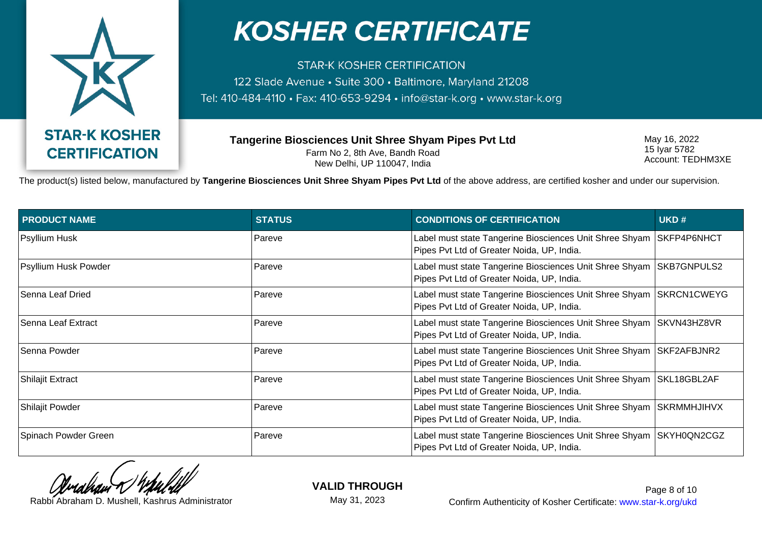# KOSHER CERTIFICATE

STAR-K KOSHER CERTIFICATION

122 Slade Avenue • Suite 300 • Baltimore, Maryland 21208

Tel: 410-484-4110 • Fax: 410-653-9294 • info@star-k.org • www.star-k.org

**STAR-K KOSHER CERTIFICATION**

**Tangerine Biosciences Unit Shree Shyam Pipes Pvt Ltd**
Farm No 2, 8th Ave, Bandh Road
New Delhi, UP 110047, India

May 16, 2022
15 Iyar 5782
Account: TEDHM3XE

The product(s) listed below, manufactured by **Tangerine Biosciences Unit Shree Shyam Pipes Pvt Ltd** of the above address, are certified kosher and under our supervision.

| PRODUCT NAME | STATUS | CONDITIONS OF CERTIFICATION | UKD # |
|---|---|---|---|
| Psyllium Husk | Pareve | Label must state Tangerine Biosciences Unit Shree Shyam Pipes Pvt Ltd of Greater Noida, UP, India. | SKFP4P6NHCT |
| Psyllium Husk Powder | Pareve | Label must state Tangerine Biosciences Unit Shree Shyam Pipes Pvt Ltd of Greater Noida, UP, India. | SKB7GNPULS2 |
| Senna Leaf Dried | Pareve | Label must state Tangerine Biosciences Unit Shree Shyam Pipes Pvt Ltd of Greater Noida, UP, India. | SKRCN1CWEYG |
| Senna Leaf Extract | Pareve | Label must state Tangerine Biosciences Unit Shree Shyam Pipes Pvt Ltd of Greater Noida, UP, India. | SKVN43HZ8VR |
| Senna Powder | Pareve | Label must state Tangerine Biosciences Unit Shree Shyam Pipes Pvt Ltd of Greater Noida, UP, India. | SKF2AFBJNR2 |
| Shilajit Extract | Pareve | Label must state Tangerine Biosciences Unit Shree Shyam Pipes Pvt Ltd of Greater Noida, UP, India. | SKL18GBL2AF |
| Shilajit Powder | Pareve | Label must state Tangerine Biosciences Unit Shree Shyam Pipes Pvt Ltd of Greater Noida, UP, India. | SKRMMHJIHVX |
| Spinach Powder Green | Pareve | Label must state Tangerine Biosciences Unit Shree Shyam Pipes Pvt Ltd of Greater Noida, UP, India. | SKYH0QN2CGZ |

Rabbi Abraham D. Mushell, Kashrus Administrator

**VALID THROUGH**
May 31, 2023

Confirm Authenticity of Kosher Certificate: www.star-k.org/ukd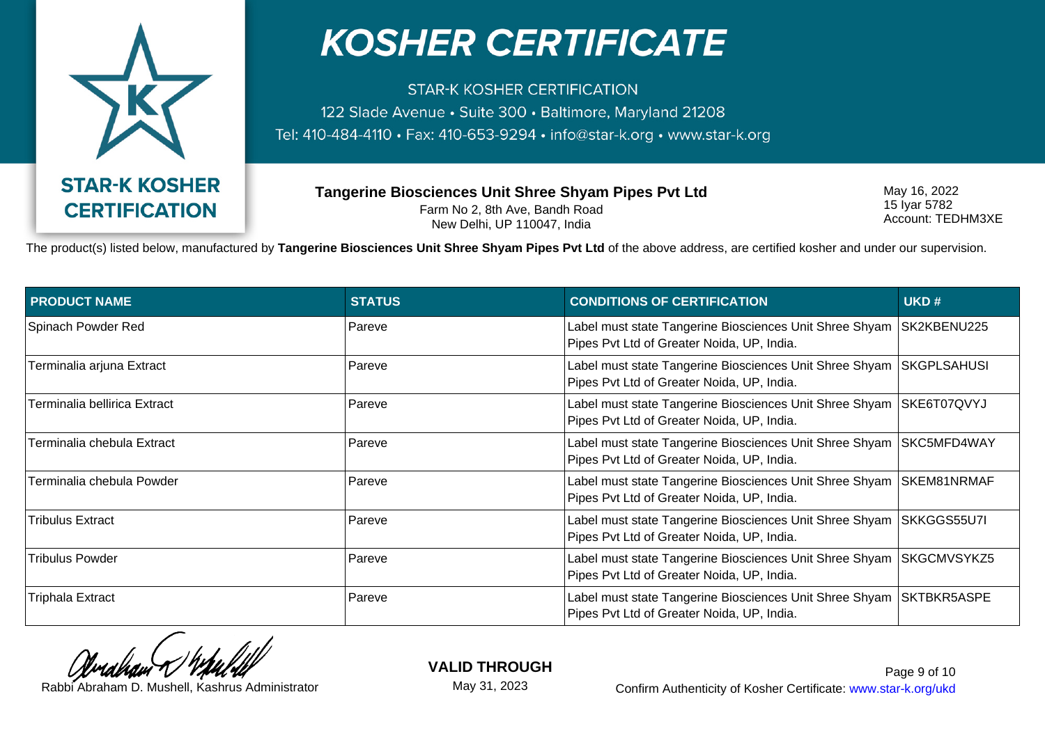# KOSHER CERTIFICATE

STAR-K KOSHER CERTIFICATION
122 Slade Avenue • Suite 300 • Baltimore, Maryland 21208
Tel: 410-484-4110 • Fax: 410-653-9294 • info@star-k.org • www.star-k.org

**STAR-K KOSHER CERTIFICATION**

**Tangerine Biosciences Unit Shree Shyam Pipes Pvt Ltd**
Farm No 2, 8th Ave, Bandh Road
New Delhi, UP 110047, India

May 16, 2022
15 Iyar 5782
Account: TEDHM3XE

The product(s) listed below, manufactured by **Tangerine Biosciences Unit Shree Shyam Pipes Pvt Ltd** of the above address, are certified kosher and under our supervision.

| PRODUCT NAME | STATUS | CONDITIONS OF CERTIFICATION | UKD # |
|---|---|---|---|
| Spinach Powder Red | Pareve | Label must state Tangerine Biosciences Unit Shree Shyam Pipes Pvt Ltd of Greater Noida, UP, India. | SK2KBENU225 |
| Terminalia arjuna Extract | Pareve | Label must state Tangerine Biosciences Unit Shree Shyam Pipes Pvt Ltd of Greater Noida, UP, India. | SKGPLSAHUSI |
| Terminalia bellirica Extract | Pareve | Label must state Tangerine Biosciences Unit Shree Shyam Pipes Pvt Ltd of Greater Noida, UP, India. | SKE6T07QVYJ |
| Terminalia chebula Extract | Pareve | Label must state Tangerine Biosciences Unit Shree Shyam Pipes Pvt Ltd of Greater Noida, UP, India. | SKC5MFD4WAY |
| Terminalia chebula Powder | Pareve | Label must state Tangerine Biosciences Unit Shree Shyam Pipes Pvt Ltd of Greater Noida, UP, India. | SKEM81NRMAF |
| Tribulus Extract | Pareve | Label must state Tangerine Biosciences Unit Shree Shyam Pipes Pvt Ltd of Greater Noida, UP, India. | SKKGGS55U7I |
| Tribulus Powder | Pareve | Label must state Tangerine Biosciences Unit Shree Shyam Pipes Pvt Ltd of Greater Noida, UP, India. | SKGCMVSYKZ5 |
| Triphala Extract | Pareve | Label must state Tangerine Biosciences Unit Shree Shyam Pipes Pvt Ltd of Greater Noida, UP, India. | SKTBKR5ASPE |

Rabbi Abraham D. Mushell, Kashrus Administrator

**VALID THROUGH**
May 31, 2023

Confirm Authenticity of Kosher Certificate: www.star-k.org/ukd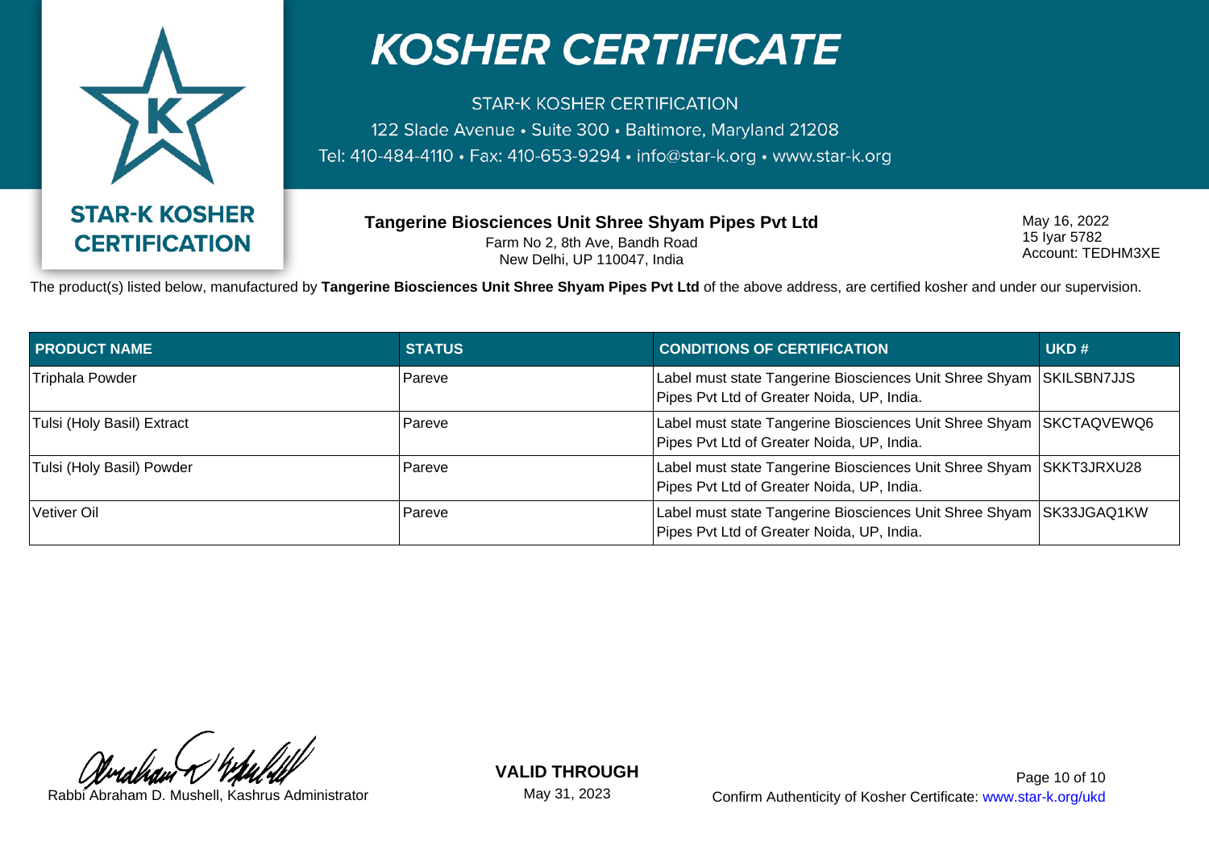# KOSHER CERTIFICATE

STAR-K KOSHER CERTIFICATION

122 Slade Avenue • Suite 300 • Baltimore, Maryland 21208

Tel: 410-484-4110 • Fax: 410-653-9294 • info@star-k.org • www.star-k.org

**STAR-K KOSHER CERTIFICATION**

**Tangerine Biosciences Unit Shree Shyam Pipes Pvt Ltd**

Farm No 2, 8th Ave, Bandh Road

New Delhi, UP 110047, India

May 16, 2022

15 Iyar 5782

Account: TEDHM3XE

The product(s) listed below, manufactured by **Tangerine Biosciences Unit Shree Shyam Pipes Pvt Ltd** of the above address, are certified kosher and under our supervision.

| PRODUCT NAME | STATUS | CONDITIONS OF CERTIFICATION | UKD # |
|---|---|---|---|
| Triphala Powder | Pareve | Label must state Tangerine Biosciences Unit Shree Shyam Pipes Pvt Ltd of Greater Noida, UP, India. | SKILSBN7JJS |
| Tulsi (Holy Basil) Extract | Pareve | Label must state Tangerine Biosciences Unit Shree Shyam Pipes Pvt Ltd of Greater Noida, UP, India. | SKCTAQVEWQ6 |
| Tulsi (Holy Basil) Powder | Pareve | Label must state Tangerine Biosciences Unit Shree Shyam Pipes Pvt Ltd of Greater Noida, UP, India. | SKKT3JRXU28 |
| Vetiver Oil | Pareve | Label must state Tangerine Biosciences Unit Shree Shyam Pipes Pvt Ltd of Greater Noida, UP, India. | SK33JGAQ1KW |

Rabbi Abraham D. Mushell, Kashrus Administrator

**VALID THROUGH**

May 31, 2023

Confirm Authenticity of Kosher Certificate: www.star-k.org/ukd